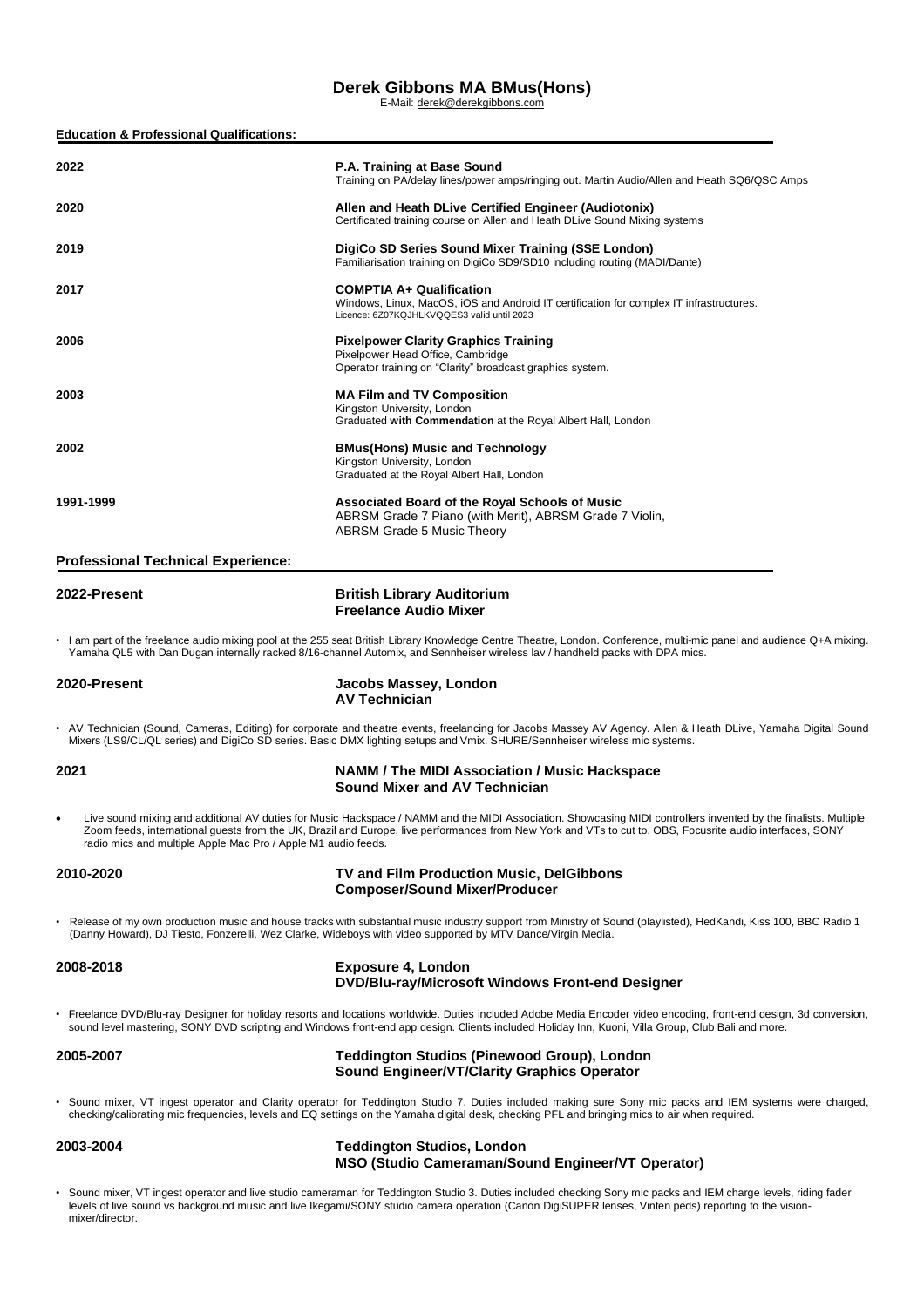# Derek Gibbons MA BMus(Hons)

E-Mail: derek@derekgibbons.com

## Education & Professional Qualifications:

**2022** — **P.A. Training at Base Sound**
Training on PA/delay lines/power amps/ringing out. Martin Audio/Allen and Heath SQ6/QSC Amps

**2020** — **Allen and Heath DLive Certified Engineer (Audiotonix)**
Certificated training course on Allen and Heath DLive Sound Mixing systems

**2019** — **DigiCo SD Series Sound Mixer Training (SSE London)**
Familiarisation training on DigiCo SD9/SD10 including routing (MADI/Dante)

**2017** — **COMPTIA A+ Qualification**
Windows, Linux, MacOS, iOS and Android IT certification for complex IT infrastructures.
Licence: 6Z07KQJHLKVQQES3 valid until 2023

**2006** — **Pixelpower Clarity Graphics Training**
Pixelpower Head Office, Cambridge
Operator training on "Clarity" broadcast graphics system.

**2003** — **MA Film and TV Composition**
Kingston University, London
Graduated **with Commendation** at the Royal Albert Hall, London

**2002** — **BMus(Hons) Music and Technology**
Kingston University, London
Graduated at the Royal Albert Hall, London

**1991-1999** — **Associated Board of the Royal Schools of Music**
ABRSM Grade 7 Piano (with Merit), ABRSM Grade 7 Violin,
ABRSM Grade 5 Music Theory

## Professional Technical Experience:

### 2022-Present — British Library Auditorium, Freelance Audio Mixer

- I am part of the freelance audio mixing pool at the 255 seat British Library Knowledge Centre Theatre, London. Conference, multi-mic panel and audience Q+A mixing. Yamaha QL5 with Dan Dugan internally racked 8/16-channel Automix, and Sennheiser wireless lav / handheld packs with DPA mics.

### 2020-Present — Jacobs Massey, London, AV Technician

- AV Technician (Sound, Cameras, Editing) for corporate and theatre events, freelancing for Jacobs Massey AV Agency. Allen & Heath DLive, Yamaha Digital Sound Mixers (LS9/CL/QL series) and DigiCo SD series. Basic DMX lighting setups and Vmix. SHURE/Sennheiser wireless mic systems.

### 2021 — NAMM / The MIDI Association / Music Hackspace, Sound Mixer and AV Technician

- Live sound mixing and additional AV duties for Music Hackspace / NAMM and the MIDI Association. Showcasing MIDI controllers invented by the finalists. Multiple Zoom feeds, international guests from the UK, Brazil and Europe, live performances from New York and VTs to cut to. OBS, Focusrite audio interfaces, SONY radio mics and multiple Apple Mac Pro / Apple M1 audio feeds.

### 2010-2020 — TV and Film Production Music, DelGibbons, Composer/Sound Mixer/Producer

- Release of my own production music and house tracks with substantial music industry support from Ministry of Sound (playlisted), HedKandi, Kiss 100, BBC Radio 1 (Danny Howard), DJ Tiesto, Fonzerelli, Wez Clarke, Wideboys with video supported by MTV Dance/Virgin Media.

### 2008-2018 — Exposure 4, London, DVD/Blu-ray/Microsoft Windows Front-end Designer

- Freelance DVD/Blu-ray Designer for holiday resorts and locations worldwide. Duties included Adobe Media Encoder video encoding, front-end design, 3d conversion, sound level mastering, SONY DVD scripting and Windows front-end app design. Clients included Holiday Inn, Kuoni, Villa Group, Club Bali and more.

### 2005-2007 — Teddington Studios (Pinewood Group), London, Sound Engineer/VT/Clarity Graphics Operator

- Sound mixer, VT ingest operator and Clarity operator for Teddington Studio 7. Duties included making sure Sony mic packs and IEM systems were charged, checking/calibrating mic frequencies, levels and EQ settings on the Yamaha digital desk, checking PFL and bringing mics to air when required.

### 2003-2004 — Teddington Studios, London, MSO (Studio Cameraman/Sound Engineer/VT Operator)

- Sound mixer, VT ingest operator and live studio cameraman for Teddington Studio 3. Duties included checking Sony mic packs and IEM charge levels, riding fader levels of live sound vs background music and live Ikegami/SONY studio camera operation (Canon DigiSUPER lenses, Vinten peds) reporting to the vision-mixer/director.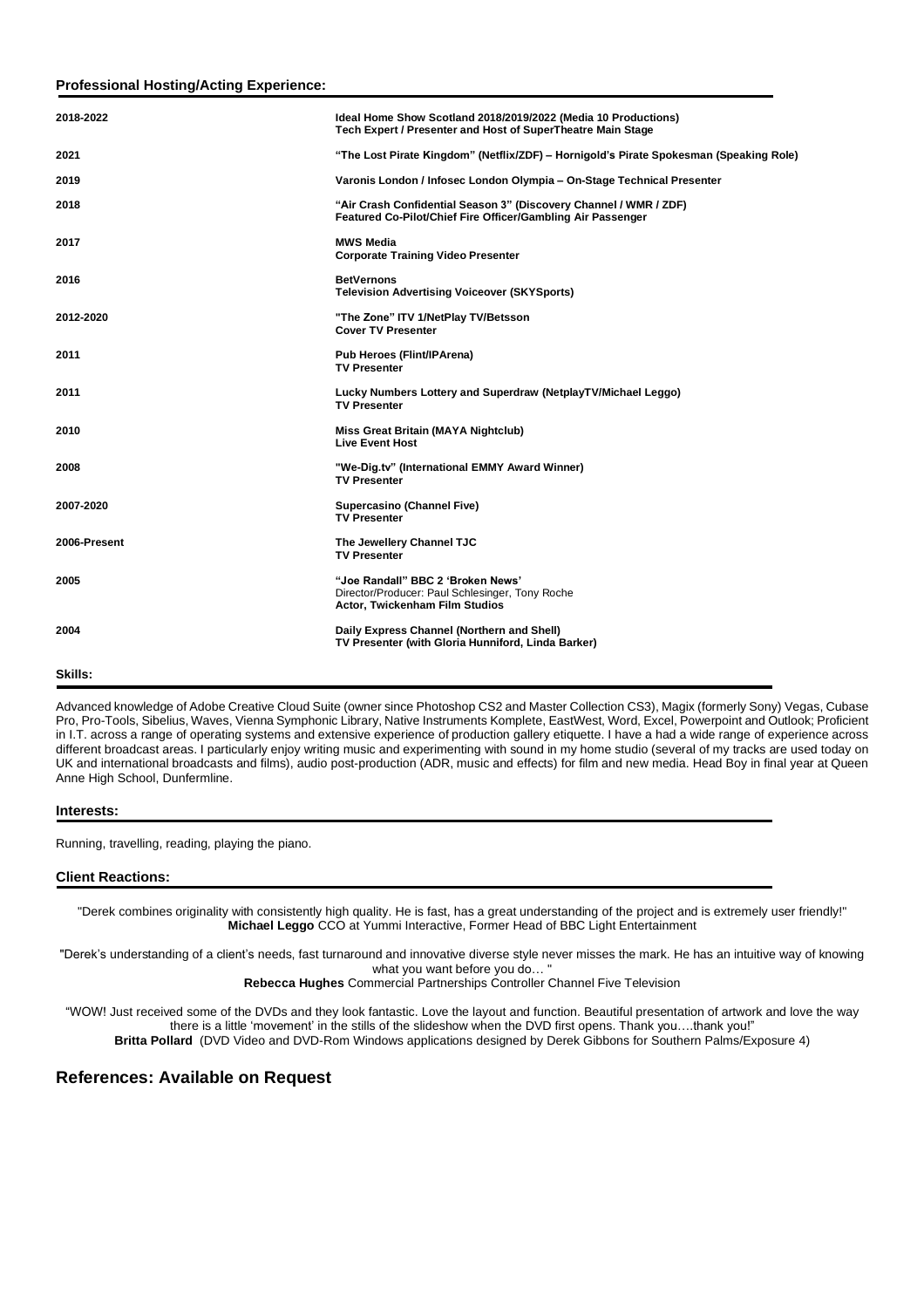### Professional Hosting/Acting Experience:

| | |
|---|---|
| **2018-2022** | **Ideal Home Show Scotland 2018/2019/2022 (Media 10 Productions)**<br>**Tech Expert / Presenter and Host of SuperTheatre Main Stage** |
| **2021** | **"The Lost Pirate Kingdom" (Netflix/ZDF) – Hornigold's Pirate Spokesman (Speaking Role)** |
| **2019** | **Varonis London / Infosec London Olympia – On-Stage Technical Presenter** |
| **2018** | **"Air Crash Confidential Season 3" (Discovery Channel / WMR / ZDF)**<br>**Featured Co-Pilot/Chief Fire Officer/Gambling Air Passenger** |
| **2017** | **MWS Media**<br>**Corporate Training Video Presenter** |
| **2016** | **BetVernons**<br>**Television Advertising Voiceover (SKYSports)** |
| **2012-2020** | **"The Zone" ITV 1/NetPlay TV/Betsson**<br>**Cover TV Presenter** |
| **2011** | **Pub Heroes (Flint/IPArena)**<br>**TV Presenter** |
| **2011** | **Lucky Numbers Lottery and Superdraw (NetplayTV/Michael Leggo)**<br>**TV Presenter** |
| **2010** | **Miss Great Britain (MAYA Nightclub)**<br>**Live Event Host** |
| **2008** | **"We-Dig.tv" (International EMMY Award Winner)**<br>**TV Presenter** |
| **2007-2020** | **Supercasino (Channel Five)**<br>**TV Presenter** |
| **2006-Present** | **The Jewellery Channel TJC**<br>**TV Presenter** |
| **2005** | **"Joe Randall" BBC 2 'Broken News'**<br>Director/Producer: Paul Schlesinger, Tony Roche<br>**Actor, Twickenham Film Studios** |
| **2004** | **Daily Express Channel (Northern and Shell)**<br>**TV Presenter (with Gloria Hunniford, Linda Barker)** |

### Skills:

Advanced knowledge of Adobe Creative Cloud Suite (owner since Photoshop CS2 and Master Collection CS3), Magix (formerly Sony) Vegas, Cubase Pro, Pro-Tools, Sibelius, Waves, Vienna Symphonic Library, Native Instruments Komplete, EastWest, Word, Excel, Powerpoint and Outlook; Proficient in I.T. across a range of operating systems and extensive experience of production gallery etiquette. I have a had a wide range of experience across different broadcast areas. I particularly enjoy writing music and experimenting with sound in my home studio (several of my tracks are used today on UK and international broadcasts and films), audio post-production (ADR, music and effects) for film and new media. Head Boy in final year at Queen Anne High School, Dunfermline.

### Interests:

Running, travelling, reading, playing the piano.

### Client Reactions:

"Derek combines originality with consistently high quality. He is fast, has a great understanding of the project and is extremely user friendly!"
**Michael Leggo** CCO at Yummi Interactive, Former Head of BBC Light Entertainment

"Derek's understanding of a client's needs, fast turnaround and innovative diverse style never misses the mark. He has an intuitive way of knowing what you want before you do… "
**Rebecca Hughes** Commercial Partnerships Controller Channel Five Television

"WOW! Just received some of the DVDs and they look fantastic. Love the layout and function. Beautiful presentation of artwork and love the way there is a little 'movement' in the stills of the slideshow when the DVD first opens. Thank you….thank you!"
**Britta Pollard** (DVD Video and DVD-Rom Windows applications designed by Derek Gibbons for Southern Palms/Exposure 4)

## References: Available on Request